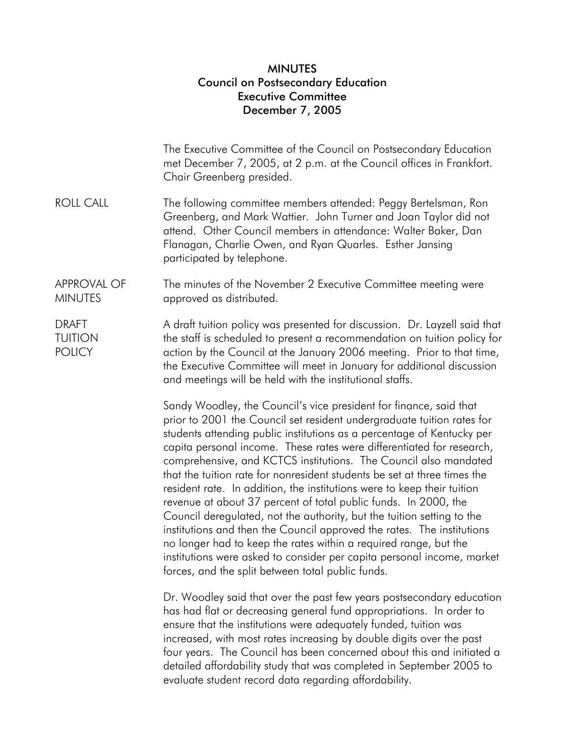# MINUTES
## Council on Postsecondary Education
## Executive Committee
## December 7, 2005

The Executive Committee of the Council on Postsecondary Education met December 7, 2005, at 2 p.m. at the Council offices in Frankfort. Chair Greenberg presided.

**ROLL CALL**

The following committee members attended: Peggy Bertelsman, Ron Greenberg, and Mark Wattier. John Turner and Joan Taylor did not attend. Other Council members in attendance: Walter Baker, Dan Flanagan, Charlie Owen, and Ryan Quarles. Esther Jansing participated by telephone.

**APPROVAL OF MINUTES**

The minutes of the November 2 Executive Committee meeting were approved as distributed.

**DRAFT TUITION POLICY**

A draft tuition policy was presented for discussion. Dr. Layzell said that the staff is scheduled to present a recommendation on tuition policy for action by the Council at the January 2006 meeting. Prior to that time, the Executive Committee will meet in January for additional discussion and meetings will be held with the institutional staffs.

Sandy Woodley, the Council's vice president for finance, said that prior to 2001 the Council set resident undergraduate tuition rates for students attending public institutions as a percentage of Kentucky per capita personal income. These rates were differentiated for research, comprehensive, and KCTCS institutions. The Council also mandated that the tuition rate for nonresident students be set at three times the resident rate. In addition, the institutions were to keep their tuition revenue at about 37 percent of total public funds. In 2000, the Council deregulated, not the authority, but the tuition setting to the institutions and then the Council approved the rates. The institutions no longer had to keep the rates within a required range, but the institutions were asked to consider per capita personal income, market forces, and the split between total public funds.

Dr. Woodley said that over the past few years postsecondary education has had flat or decreasing general fund appropriations. In order to ensure that the institutions were adequately funded, tuition was increased, with most rates increasing by double digits over the past four years. The Council has been concerned about this and initiated a detailed affordability study that was completed in September 2005 to evaluate student record data regarding affordability.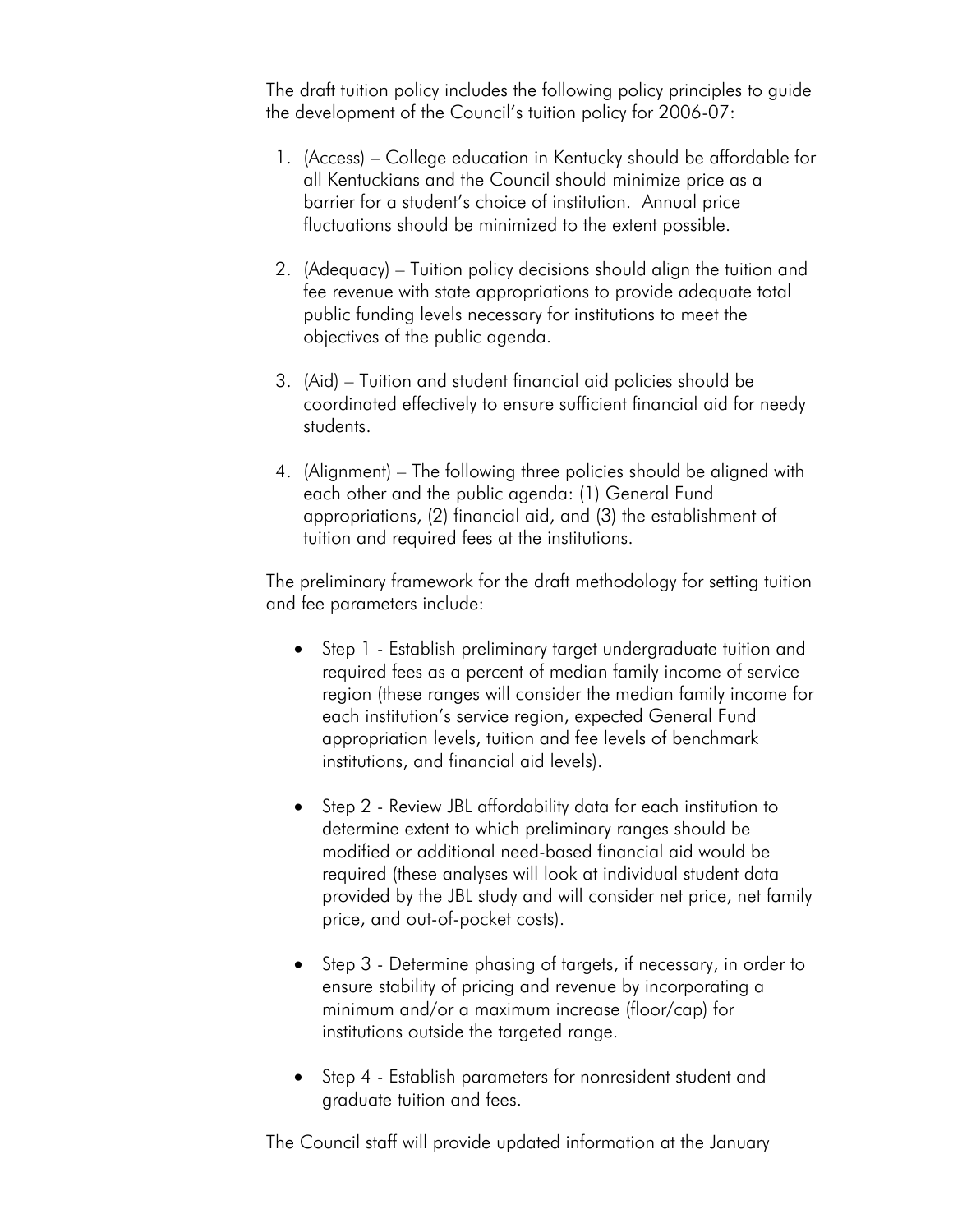The draft tuition policy includes the following policy principles to guide the development of the Council's tuition policy for 2006-07:

1. (Access) – College education in Kentucky should be affordable for all Kentuckians and the Council should minimize price as a barrier for a student's choice of institution. Annual price fluctuations should be minimized to the extent possible.

2. (Adequacy) – Tuition policy decisions should align the tuition and fee revenue with state appropriations to provide adequate total public funding levels necessary for institutions to meet the objectives of the public agenda.

3. (Aid) – Tuition and student financial aid policies should be coordinated effectively to ensure sufficient financial aid for needy students.

4. (Alignment) – The following three policies should be aligned with each other and the public agenda: (1) General Fund appropriations, (2) financial aid, and (3) the establishment of tuition and required fees at the institutions.

The preliminary framework for the draft methodology for setting tuition and fee parameters include:

- Step 1 - Establish preliminary target undergraduate tuition and required fees as a percent of median family income of service region (these ranges will consider the median family income for each institution's service region, expected General Fund appropriation levels, tuition and fee levels of benchmark institutions, and financial aid levels).

- Step 2 - Review JBL affordability data for each institution to determine extent to which preliminary ranges should be modified or additional need-based financial aid would be required (these analyses will look at individual student data provided by the JBL study and will consider net price, net family price, and out-of-pocket costs).

- Step 3 - Determine phasing of targets, if necessary, in order to ensure stability of pricing and revenue by incorporating a minimum and/or a maximum increase (floor/cap) for institutions outside the targeted range.

- Step 4 - Establish parameters for nonresident student and graduate tuition and fees.

The Council staff will provide updated information at the January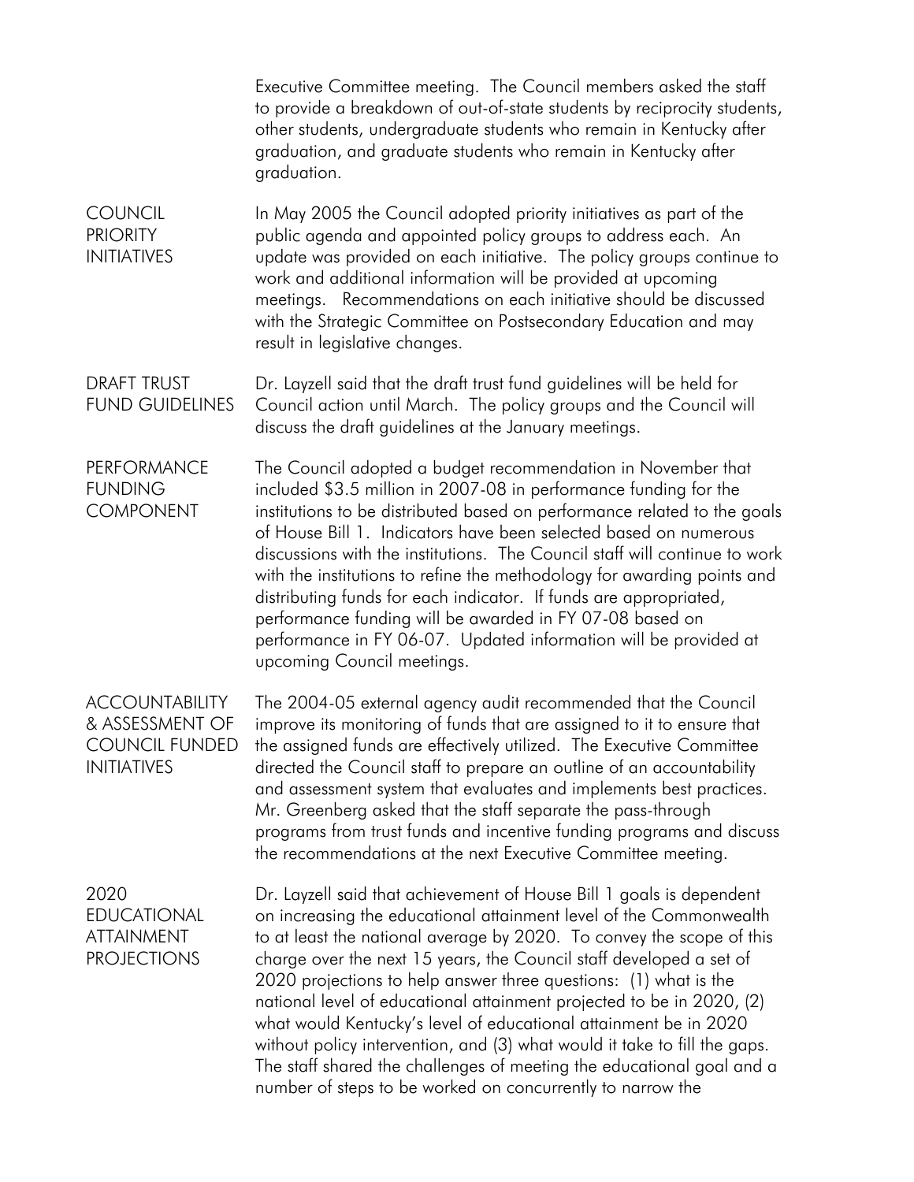Executive Committee meeting. The Council members asked the staff to provide a breakdown of out-of-state students by reciprocity students, other students, undergraduate students who remain in Kentucky after graduation, and graduate students who remain in Kentucky after graduation.

### COUNCIL PRIORITY INITIATIVES

In May 2005 the Council adopted priority initiatives as part of the public agenda and appointed policy groups to address each. An update was provided on each initiative. The policy groups continue to work and additional information will be provided at upcoming meetings. Recommendations on each initiative should be discussed with the Strategic Committee on Postsecondary Education and may result in legislative changes.

### DRAFT TRUST FUND GUIDELINES

Dr. Layzell said that the draft trust fund guidelines will be held for Council action until March. The policy groups and the Council will discuss the draft guidelines at the January meetings.

### PERFORMANCE FUNDING COMPONENT

The Council adopted a budget recommendation in November that included $3.5 million in 2007-08 in performance funding for the institutions to be distributed based on performance related to the goals of House Bill 1. Indicators have been selected based on numerous discussions with the institutions. The Council staff will continue to work with the institutions to refine the methodology for awarding points and distributing funds for each indicator. If funds are appropriated, performance funding will be awarded in FY 07-08 based on performance in FY 06-07. Updated information will be provided at upcoming Council meetings.

### ACCOUNTABILITY & ASSESSMENT OF COUNCIL FUNDED INITIATIVES

The 2004-05 external agency audit recommended that the Council improve its monitoring of funds that are assigned to it to ensure that the assigned funds are effectively utilized. The Executive Committee directed the Council staff to prepare an outline of an accountability and assessment system that evaluates and implements best practices. Mr. Greenberg asked that the staff separate the pass-through programs from trust funds and incentive funding programs and discuss the recommendations at the next Executive Committee meeting.

### 2020 EDUCATIONAL ATTAINMENT PROJECTIONS

Dr. Layzell said that achievement of House Bill 1 goals is dependent on increasing the educational attainment level of the Commonwealth to at least the national average by 2020. To convey the scope of this charge over the next 15 years, the Council staff developed a set of 2020 projections to help answer three questions: (1) what is the national level of educational attainment projected to be in 2020, (2) what would Kentucky's level of educational attainment be in 2020 without policy intervention, and (3) what would it take to fill the gaps. The staff shared the challenges of meeting the educational goal and a number of steps to be worked on concurrently to narrow the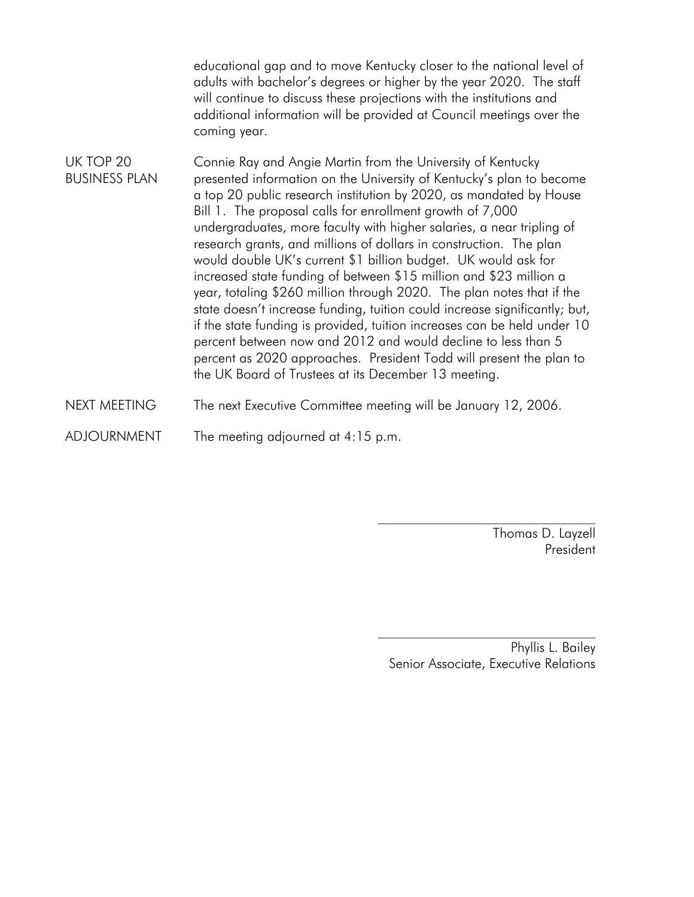educational gap and to move Kentucky closer to the national level of adults with bachelor's degrees or higher by the year 2020. The staff will continue to discuss these projections with the institutions and additional information will be provided at Council meetings over the coming year.

**UK TOP 20 BUSINESS PLAN**

Connie Ray and Angie Martin from the University of Kentucky presented information on the University of Kentucky's plan to become a top 20 public research institution by 2020, as mandated by House Bill 1. The proposal calls for enrollment growth of 7,000 undergraduates, more faculty with higher salaries, a near tripling of research grants, and millions of dollars in construction. The plan would double UK's current $1 billion budget. UK would ask for increased state funding of between $15 million and $23 million a year, totaling $260 million through 2020. The plan notes that if the state doesn't increase funding, tuition could increase significantly; but, if the state funding is provided, tuition increases can be held under 10 percent between now and 2012 and would decline to less than 5 percent as 2020 approaches. President Todd will present the plan to the UK Board of Trustees at its December 13 meeting.

**NEXT MEETING**

The next Executive Committee meeting will be January 12, 2006.

**ADJOURNMENT**

The meeting adjourned at 4:15 p.m.

\_\_\_\_\_\_\_\_\_\_\_\_\_\_\_\_\_\_\_\_\_\_\_\_\_\_\_\_\_\_\_\_

Thomas D. Layzell
President

\_\_\_\_\_\_\_\_\_\_\_\_\_\_\_\_\_\_\_\_\_\_\_\_\_\_\_\_\_\_\_\_

Phyllis L. Bailey
Senior Associate, Executive Relations